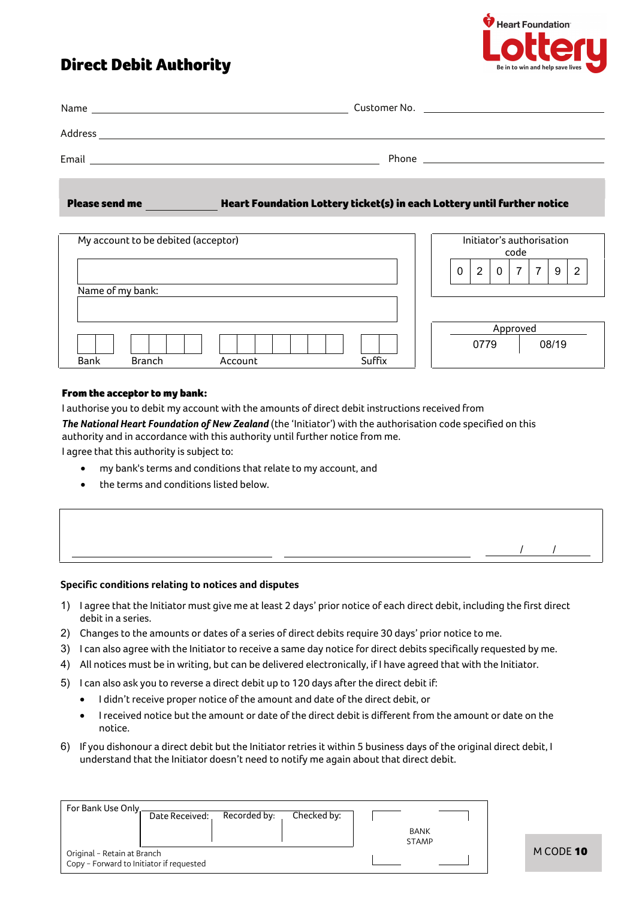Heart Foundation **Lottery**
Be in to win and help save lives

# Direct Debit Authority

Name \_\_\_\_\_\_\_\_\_\_\_\_\_\_\_\_\_\_\_\_\_\_\_\_\_\_\_\_\_\_ Customer No. \_\_\_\_\_\_\_\_\_\_\_\_\_\_\_\_\_\_\_\_

Address \_\_\_\_\_\_\_\_\_\_\_\_\_\_\_\_\_\_\_\_\_\_\_\_\_\_\_\_\_\_\_\_\_\_\_\_\_\_\_\_\_\_\_\_\_\_\_\_

Email \_\_\_\_\_\_\_\_\_\_\_\_\_\_\_\_\_\_\_\_\_\_\_\_\_\_\_\_\_\_ Phone \_\_\_\_\_\_\_\_\_\_\_\_\_\_\_\_\_\_\_\_

**Please send me \_\_\_\_\_\_\_\_\_\_ Heart Foundation Lottery ticket(s) in each Lottery until further notice**

My account to be debited (acceptor)

Name of my bank:

| Bank | Branch | Account | Suffix |
|---|---|---|---|
| | | | |

Initiator's authorisation code

| 0 | 2 | 0 | 7 | 7 | 9 | 2 |
|---|---|---|---|---|---|---|

| Approved | |
|---|---|
| 0779 | 08/19 |

**From the acceptor to my bank:**

I authorise you to debit my account with the amounts of direct debit instructions received from ***The National Heart Foundation of New Zealand*** (the 'Initiator') with the authorisation code specified on this authority and in accordance with this authority until further notice from me.

I agree that this authority is subject to:

- my bank's terms and conditions that relate to my account, and
- the terms and conditions listed below.

\_\_\_\_\_\_\_\_\_\_\_\_\_\_\_\_\_\_\_\_ \_\_\_\_\_\_\_\_\_\_\_\_\_\_\_\_\_\_\_\_ \_\_\_\_ / \_\_\_\_ / \_\_\_\_

**Specific conditions relating to notices and disputes**

1) I agree that the Initiator must give me at least 2 days' prior notice of each direct debit, including the first direct debit in a series.
2) Changes to the amounts or dates of a series of direct debits require 30 days' prior notice to me.
3) I can also agree with the Initiator to receive a same day notice for direct debits specifically requested by me.
4) All notices must be in writing, but can be delivered electronically, if I have agreed that with the Initiator.
5) I can also ask you to reverse a direct debit up to 120 days after the direct debit if:
   - I didn't receive proper notice of the amount and date of the direct debit, or
   - I received notice but the amount or date of the direct debit is different from the amount or date on the notice.
6) If you dishonour a direct debit but the Initiator retries it within 5 business days of the original direct debit, I understand that the Initiator doesn't need to notify me again about that direct debit.

For Bank Use Only

| Date Received: | Recorded by: | Checked by: |
|---|---|---|
| | | |

BANK STAMP

Original – Retain at Branch
Copy – Forward to Initiator if requested

M CODE **10**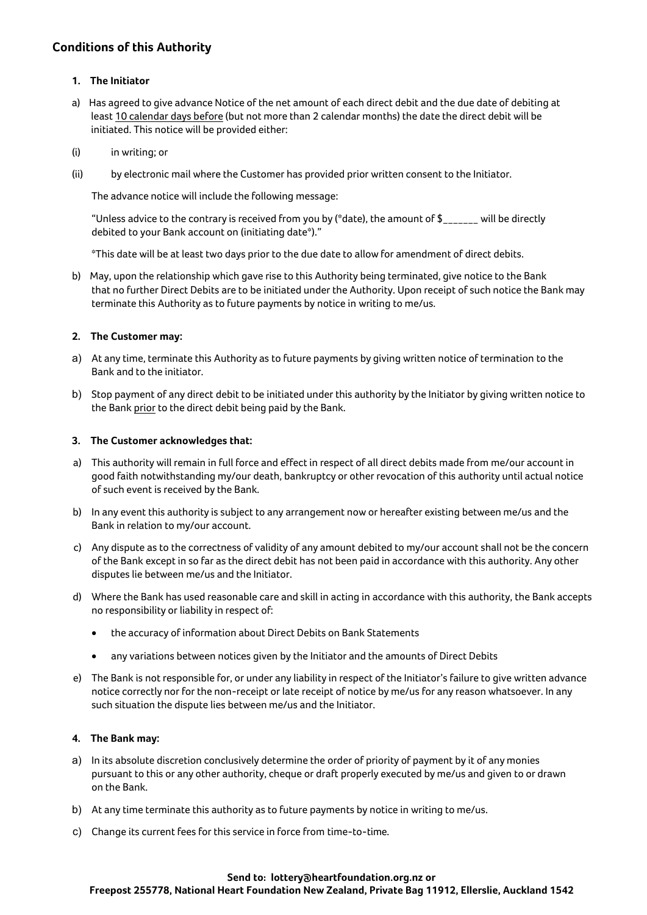## Conditions of this Authority

**1. The Initiator**

a) Has agreed to give advance Notice of the net amount of each direct debit and the due date of debiting at least <u>10 calendar days before</u> (but not more than 2 calendar months) the date the direct debit will be initiated. This notice will be provided either:

(i) in writing; or

(ii) by electronic mail where the Customer has provided prior written consent to the Initiator.

The advance notice will include the following message:

"Unless advice to the contrary is received from you by (*date), the amount of $______ will be directly debited to your Bank account on (initiating date*)."

*This date will be at least two days prior to the due date to allow for amendment of direct debits.

b) May, upon the relationship which gave rise to this Authority being terminated, give notice to the Bank that no further Direct Debits are to be initiated under the Authority. Upon receipt of such notice the Bank may terminate this Authority as to future payments by notice in writing to me/us.

**2. The Customer may:**

a) At any time, terminate this Authority as to future payments by giving written notice of termination to the Bank and to the initiator.

b) Stop payment of any direct debit to be initiated under this authority by the Initiator by giving written notice to the Bank <u>prior</u> to the direct debit being paid by the Bank.

**3. The Customer acknowledges that:**

a) This authority will remain in full force and effect in respect of all direct debits made from me/our account in good faith notwithstanding my/our death, bankruptcy or other revocation of this authority until actual notice of such event is received by the Bank.

b) In any event this authority is subject to any arrangement now or hereafter existing between me/us and the Bank in relation to my/our account.

c) Any dispute as to the correctness of validity of any amount debited to my/our account shall not be the concern of the Bank except in so far as the direct debit has not been paid in accordance with this authority. Any other disputes lie between me/us and the Initiator.

d) Where the Bank has used reasonable care and skill in acting in accordance with this authority, the Bank accepts no responsibility or liability in respect of:

- the accuracy of information about Direct Debits on Bank Statements
- any variations between notices given by the Initiator and the amounts of Direct Debits

e) The Bank is not responsible for, or under any liability in respect of the Initiator's failure to give written advance notice correctly nor for the non-receipt or late receipt of notice by me/us for any reason whatsoever. In any such situation the dispute lies between me/us and the Initiator.

**4. The Bank may:**

a) In its absolute discretion conclusively determine the order of priority of payment by it of any monies pursuant to this or any other authority, cheque or draft properly executed by me/us and given to or drawn on the Bank.

b) At any time terminate this authority as to future payments by notice in writing to me/us.

c) Change its current fees for this service in force from time-to-time.

**Send to: lottery@heartfoundation.org.nz or**

**Freepost 255778, National Heart Foundation New Zealand, Private Bag 11912, Ellerslie, Auckland 1542**